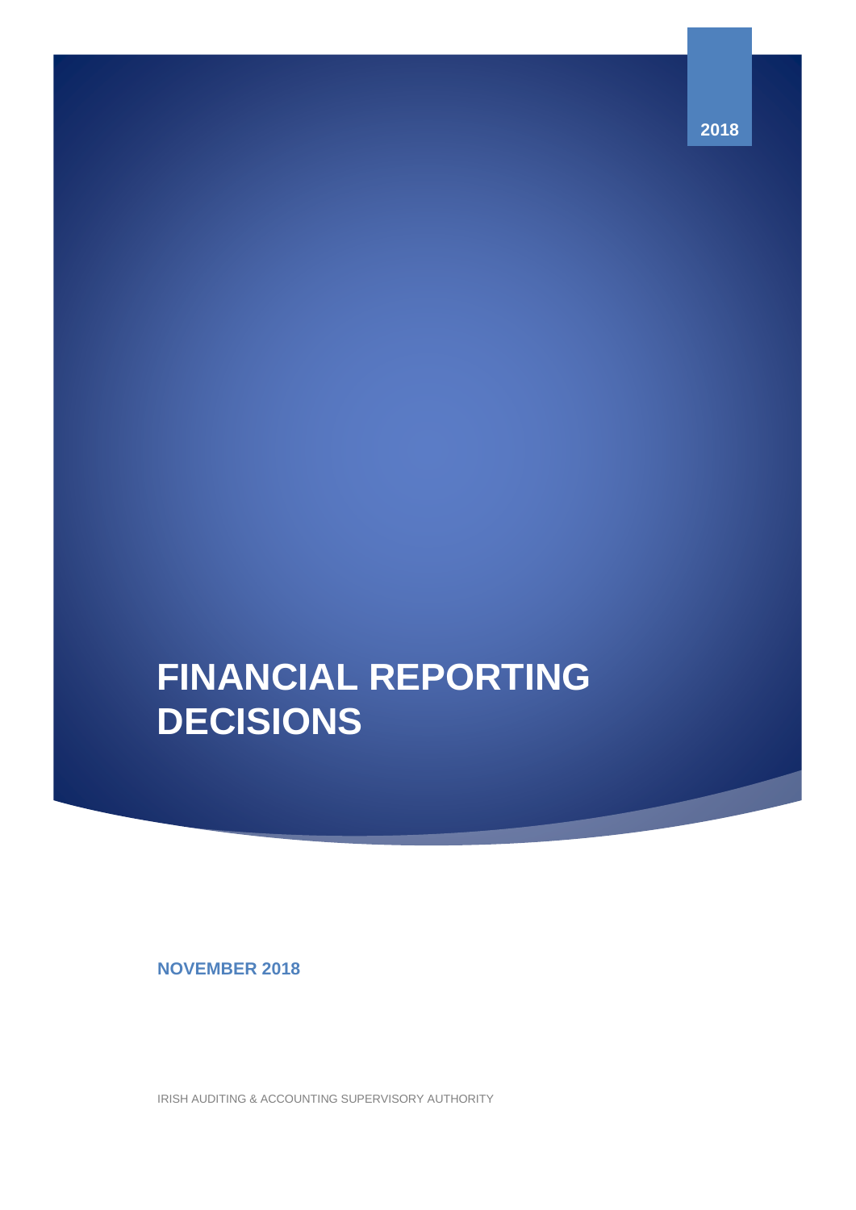2018

# FINANCIAL REPORTING DECISIONS

**NOVEMBER 2018**

IRISH AUDITING & ACCOUNTING SUPERVISORY AUTHORITY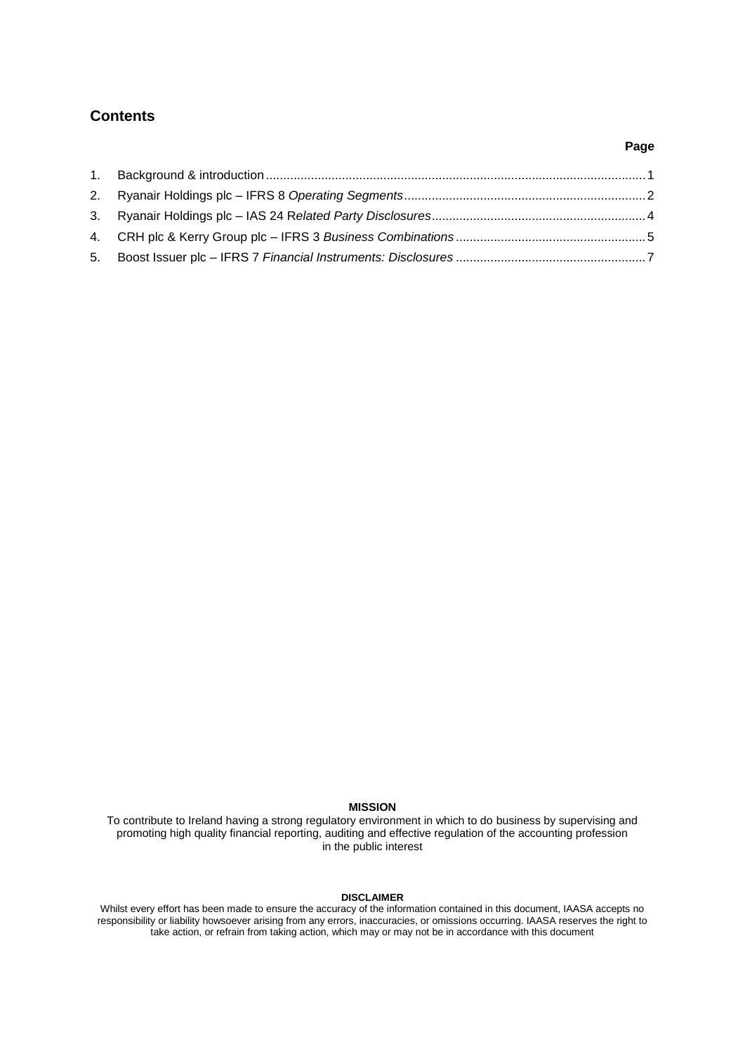## Contents

| | | Page |
|---|---|---|
| 1. | Background & introduction | 1 |
| 2. | Ryanair Holdings plc – IFRS 8 *Operating Segments* | 2 |
| 3. | Ryanair Holdings plc – IAS 24 R*elated Party Disclosures* | 4 |
| 4. | CRH plc & Kerry Group plc – IFRS 3 *Business Combinations* | 5 |
| 5. | Boost Issuer plc – IFRS 7 *Financial Instruments: Disclosures* | 7 |

**MISSION**

To contribute to Ireland having a strong regulatory environment in which to do business by supervising and promoting high quality financial reporting, auditing and effective regulation of the accounting profession in the public interest

**DISCLAIMER**

Whilst every effort has been made to ensure the accuracy of the information contained in this document, IAASA accepts no responsibility or liability howsoever arising from any errors, inaccuracies, or omissions occurring. IAASA reserves the right to take action, or refrain from taking action, which may or may not be in accordance with this document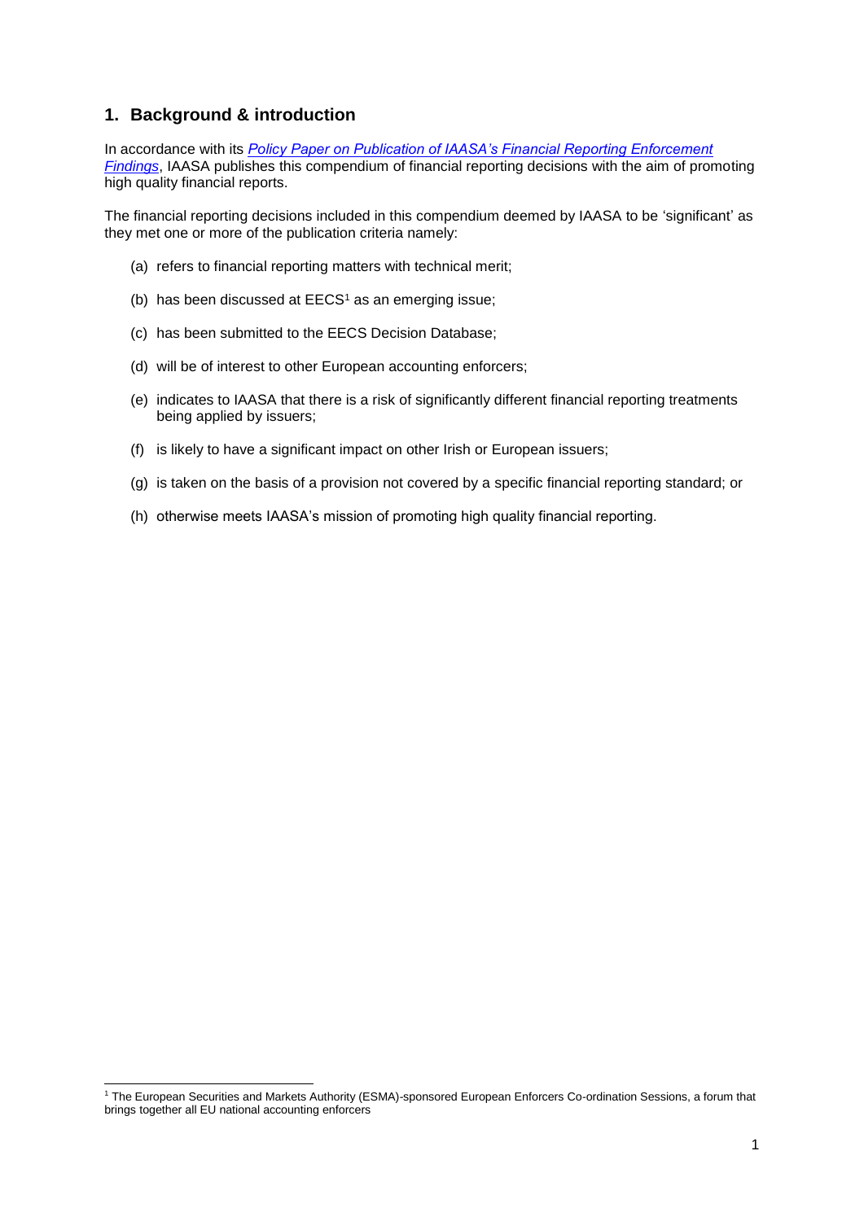## 1. Background & introduction

In accordance with its *Policy Paper on Publication of IAASA's Financial Reporting Enforcement Findings*, IAASA publishes this compendium of financial reporting decisions with the aim of promoting high quality financial reports.

The financial reporting decisions included in this compendium deemed by IAASA to be 'significant' as they met one or more of the publication criteria namely:

(a) refers to financial reporting matters with technical merit;

(b) has been discussed at EECS[1] as an emerging issue;

(c) has been submitted to the EECS Decision Database;

(d) will be of interest to other European accounting enforcers;

(e) indicates to IAASA that there is a risk of significantly different financial reporting treatments being applied by issuers;

(f) is likely to have a significant impact on other Irish or European issuers;

(g) is taken on the basis of a provision not covered by a specific financial reporting standard; or

(h) otherwise meets IAASA's mission of promoting high quality financial reporting.

[1] The European Securities and Markets Authority (ESMA)-sponsored European Enforcers Co-ordination Sessions, a forum that brings together all EU national accounting enforcers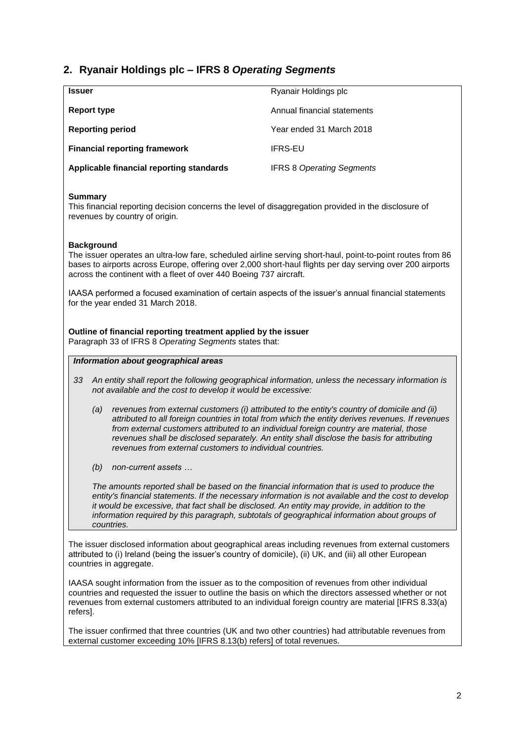## 2. Ryanair Holdings plc – IFRS 8 *Operating Segments*

| | |
|---|---|
| **Issuer** | Ryanair Holdings plc |
| **Report type** | Annual financial statements |
| **Reporting period** | Year ended 31 March 2018 |
| **Financial reporting framework** | IFRS-EU |
| **Applicable financial reporting standards** | IFRS 8 *Operating Segments* |

**Summary**

This financial reporting decision concerns the level of disaggregation provided in the disclosure of revenues by country of origin.

**Background**

The issuer operates an ultra-low fare, scheduled airline serving short-haul, point-to-point routes from 86 bases to airports across Europe, offering over 2,000 short-haul flights per day serving over 200 airports across the continent with a fleet of over 440 Boeing 737 aircraft.

IAASA performed a focused examination of certain aspects of the issuer's annual financial statements for the year ended 31 March 2018.

**Outline of financial reporting treatment applied by the issuer**

Paragraph 33 of IFRS 8 *Operating Segments* states that:

> ***Information about geographical areas***
>
> *33 An entity shall report the following geographical information, unless the necessary information is not available and the cost to develop it would be excessive:*
>
> *(a) revenues from external customers (i) attributed to the entity's country of domicile and (ii) attributed to all foreign countries in total from which the entity derives revenues. If revenues from external customers attributed to an individual foreign country are material, those revenues shall be disclosed separately. An entity shall disclose the basis for attributing revenues from external customers to individual countries.*
>
> *(b) non-current assets …*
>
> *The amounts reported shall be based on the financial information that is used to produce the entity's financial statements. If the necessary information is not available and the cost to develop it would be excessive, that fact shall be disclosed. An entity may provide, in addition to the information required by this paragraph, subtotals of geographical information about groups of countries.*

The issuer disclosed information about geographical areas including revenues from external customers attributed to (i) Ireland (being the issuer's country of domicile), (ii) UK, and (iii) all other European countries in aggregate.

IAASA sought information from the issuer as to the composition of revenues from other individual countries and requested the issuer to outline the basis on which the directors assessed whether or not revenues from external customers attributed to an individual foreign country are material [IFRS 8.33(a) refers].

The issuer confirmed that three countries (UK and two other countries) had attributable revenues from external customer exceeding 10% [IFRS 8.13(b) refers] of total revenues.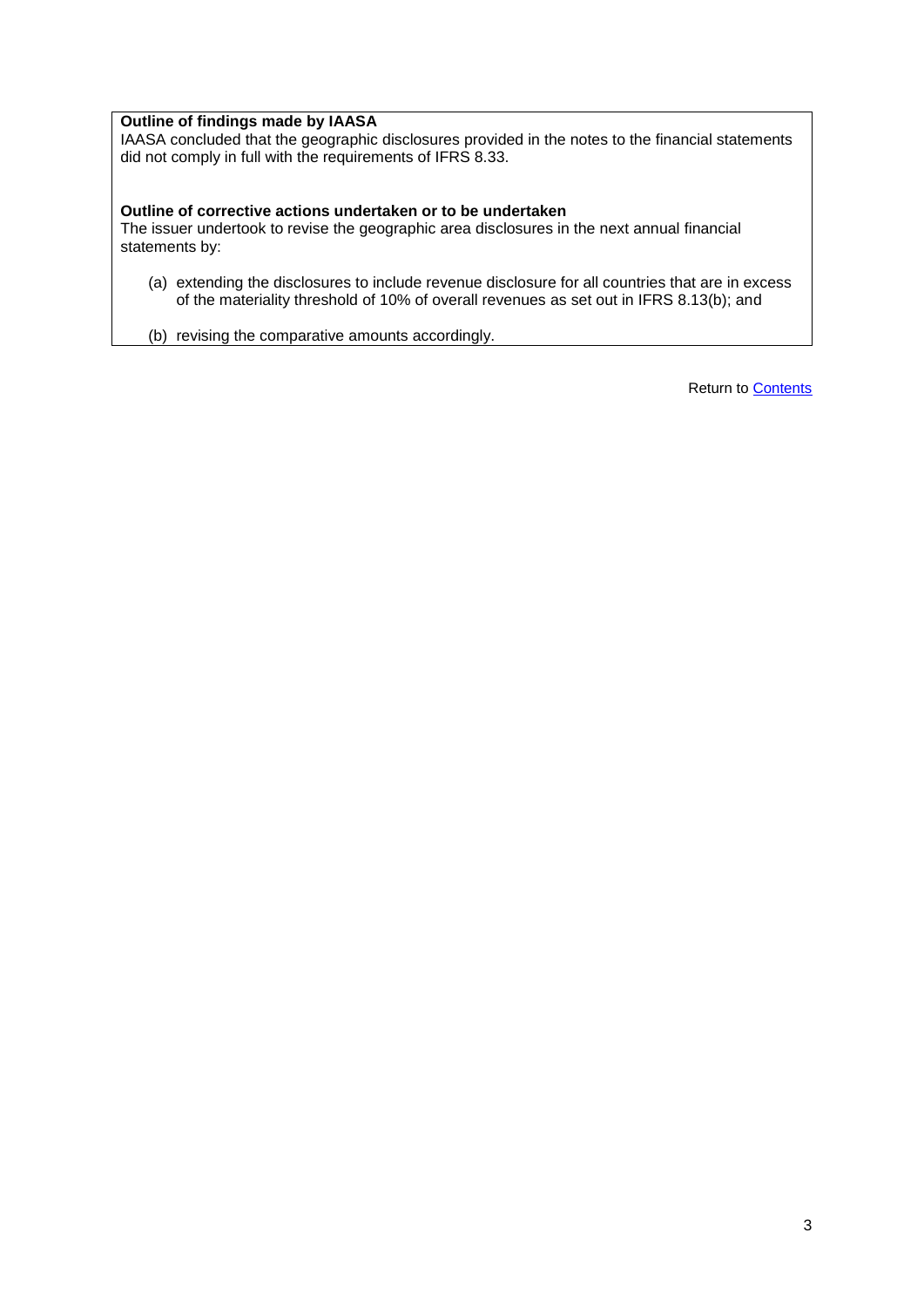**Outline of findings made by IAASA**

IAASA concluded that the geographic disclosures provided in the notes to the financial statements did not comply in full with the requirements of IFRS 8.33.

**Outline of corrective actions undertaken or to be undertaken**

The issuer undertook to revise the geographic area disclosures in the next annual financial statements by:

(a) extending the disclosures to include revenue disclosure for all countries that are in excess of the materiality threshold of 10% of overall revenues as set out in IFRS 8.13(b); and

(b) revising the comparative amounts accordingly.

Return to Contents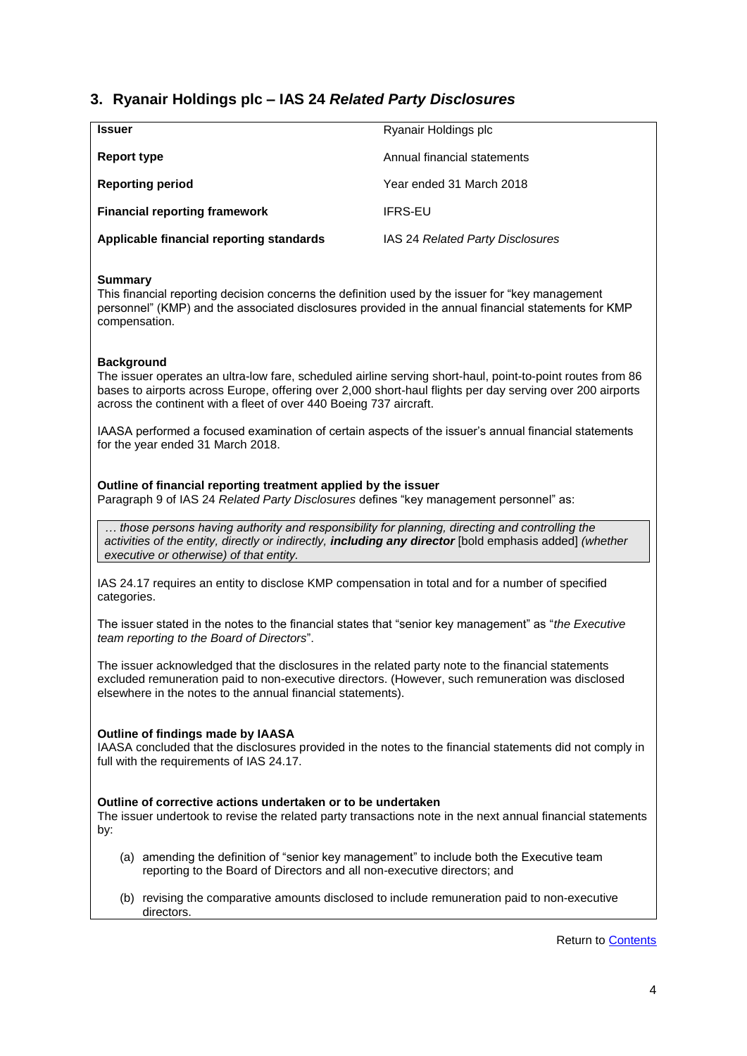## 3. Ryanair Holdings plc – IAS 24 *Related Party Disclosures*

| | |
|---|---|
| **Issuer** | Ryanair Holdings plc |
| **Report type** | Annual financial statements |
| **Reporting period** | Year ended 31 March 2018 |
| **Financial reporting framework** | IFRS-EU |
| **Applicable financial reporting standards** | IAS 24 *Related Party Disclosures* |

**Summary**
This financial reporting decision concerns the definition used by the issuer for "key management personnel" (KMP) and the associated disclosures provided in the annual financial statements for KMP compensation.

**Background**
The issuer operates an ultra-low fare, scheduled airline serving short-haul, point-to-point routes from 86 bases to airports across Europe, offering over 2,000 short-haul flights per day serving over 200 airports across the continent with a fleet of over 440 Boeing 737 aircraft.

IAASA performed a focused examination of certain aspects of the issuer's annual financial statements for the year ended 31 March 2018.

**Outline of financial reporting treatment applied by the issuer**
Paragraph 9 of IAS 24 *Related Party Disclosures* defines "key management personnel" as:

> *… those persons having authority and responsibility for planning, directing and controlling the activities of the entity, directly or indirectly,* ***including any director*** [bold emphasis added] *(whether executive or otherwise) of that entity.*

IAS 24.17 requires an entity to disclose KMP compensation in total and for a number of specified categories.

The issuer stated in the notes to the financial states that "senior key management" as "*the Executive team reporting to the Board of Directors*".

The issuer acknowledged that the disclosures in the related party note to the financial statements excluded remuneration paid to non-executive directors. (However, such remuneration was disclosed elsewhere in the notes to the annual financial statements).

**Outline of findings made by IAASA**
IAASA concluded that the disclosures provided in the notes to the financial statements did not comply in full with the requirements of IAS 24.17.

**Outline of corrective actions undertaken or to be undertaken**
The issuer undertook to revise the related party transactions note in the next annual financial statements by:

(a) amending the definition of "senior key management" to include both the Executive team reporting to the Board of Directors and all non-executive directors; and

(b) revising the comparative amounts disclosed to include remuneration paid to non-executive directors.

Return to Contents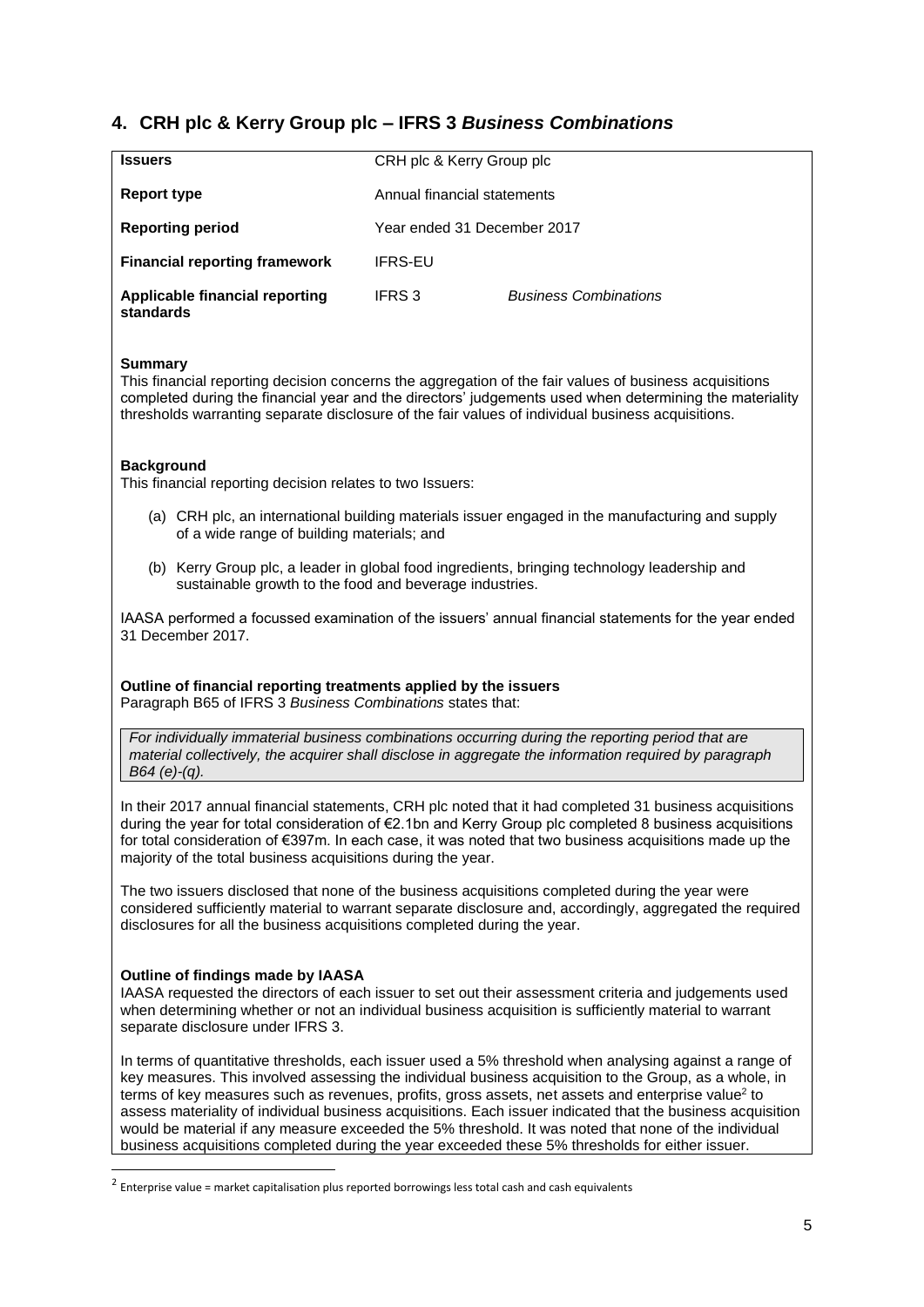## 4. CRH plc & Kerry Group plc – IFRS 3 *Business Combinations*

| | | |
|---|---|---|
| **Issuers** | CRH plc & Kerry Group plc | |
| **Report type** | Annual financial statements | |
| **Reporting period** | Year ended 31 December 2017 | |
| **Financial reporting framework** | IFRS-EU | |
| **Applicable financial reporting standards** | IFRS 3 | *Business Combinations* |

**Summary**

This financial reporting decision concerns the aggregation of the fair values of business acquisitions completed during the financial year and the directors' judgements used when determining the materiality thresholds warranting separate disclosure of the fair values of individual business acquisitions.

**Background**

This financial reporting decision relates to two Issuers:

(a) CRH plc, an international building materials issuer engaged in the manufacturing and supply of a wide range of building materials; and

(b) Kerry Group plc, a leader in global food ingredients, bringing technology leadership and sustainable growth to the food and beverage industries.

IAASA performed a focussed examination of the issuers' annual financial statements for the year ended 31 December 2017.

**Outline of financial reporting treatments applied by the issuers**

Paragraph B65 of IFRS 3 *Business Combinations* states that:

> *For individually immaterial business combinations occurring during the reporting period that are material collectively, the acquirer shall disclose in aggregate the information required by paragraph B64 (e)-(q).*

In their 2017 annual financial statements, CRH plc noted that it had completed 31 business acquisitions during the year for total consideration of €2.1bn and Kerry Group plc completed 8 business acquisitions for total consideration of €397m. In each case, it was noted that two business acquisitions made up the majority of the total business acquisitions during the year.

The two issuers disclosed that none of the business acquisitions completed during the year were considered sufficiently material to warrant separate disclosure and, accordingly, aggregated the required disclosures for all the business acquisitions completed during the year.

**Outline of findings made by IAASA**

IAASA requested the directors of each issuer to set out their assessment criteria and judgements used when determining whether or not an individual business acquisition is sufficiently material to warrant separate disclosure under IFRS 3.

In terms of quantitative thresholds, each issuer used a 5% threshold when analysing against a range of key measures. This involved assessing the individual business acquisition to the Group, as a whole, in terms of key measures such as revenues, profits, gross assets, net assets and enterprise value[2] to assess materiality of individual business acquisitions. Each issuer indicated that the business acquisition would be material if any measure exceeded the 5% threshold. It was noted that none of the individual business acquisitions completed during the year exceeded these 5% thresholds for either issuer.

[2] Enterprise value = market capitalisation plus reported borrowings less total cash and cash equivalents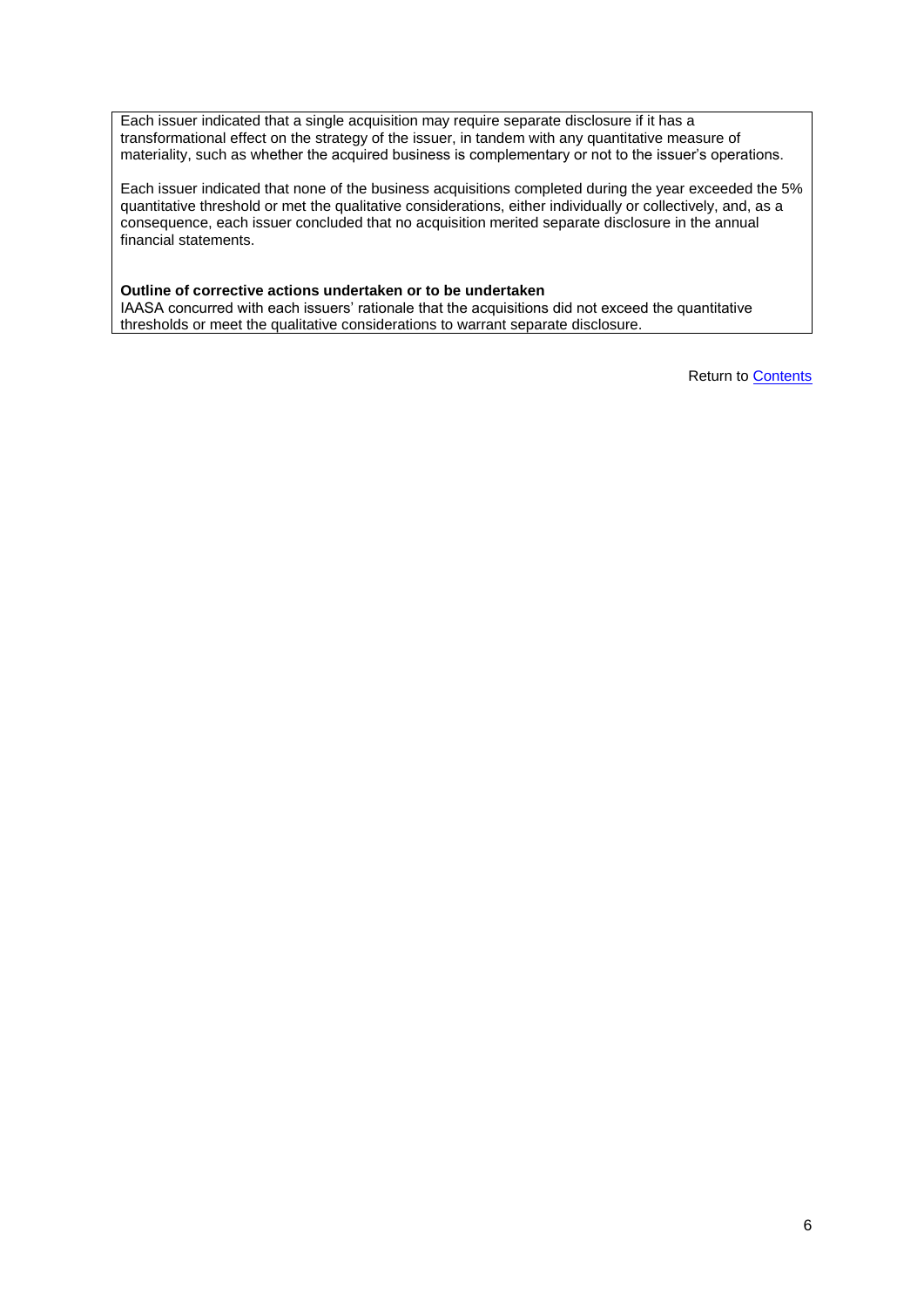Each issuer indicated that a single acquisition may require separate disclosure if it has a transformational effect on the strategy of the issuer, in tandem with any quantitative measure of materiality, such as whether the acquired business is complementary or not to the issuer's operations.

Each issuer indicated that none of the business acquisitions completed during the year exceeded the 5% quantitative threshold or met the qualitative considerations, either individually or collectively, and, as a consequence, each issuer concluded that no acquisition merited separate disclosure in the annual financial statements.

**Outline of corrective actions undertaken or to be undertaken**
IAASA concurred with each issuers' rationale that the acquisitions did not exceed the quantitative thresholds or meet the qualitative considerations to warrant separate disclosure.

Return to Contents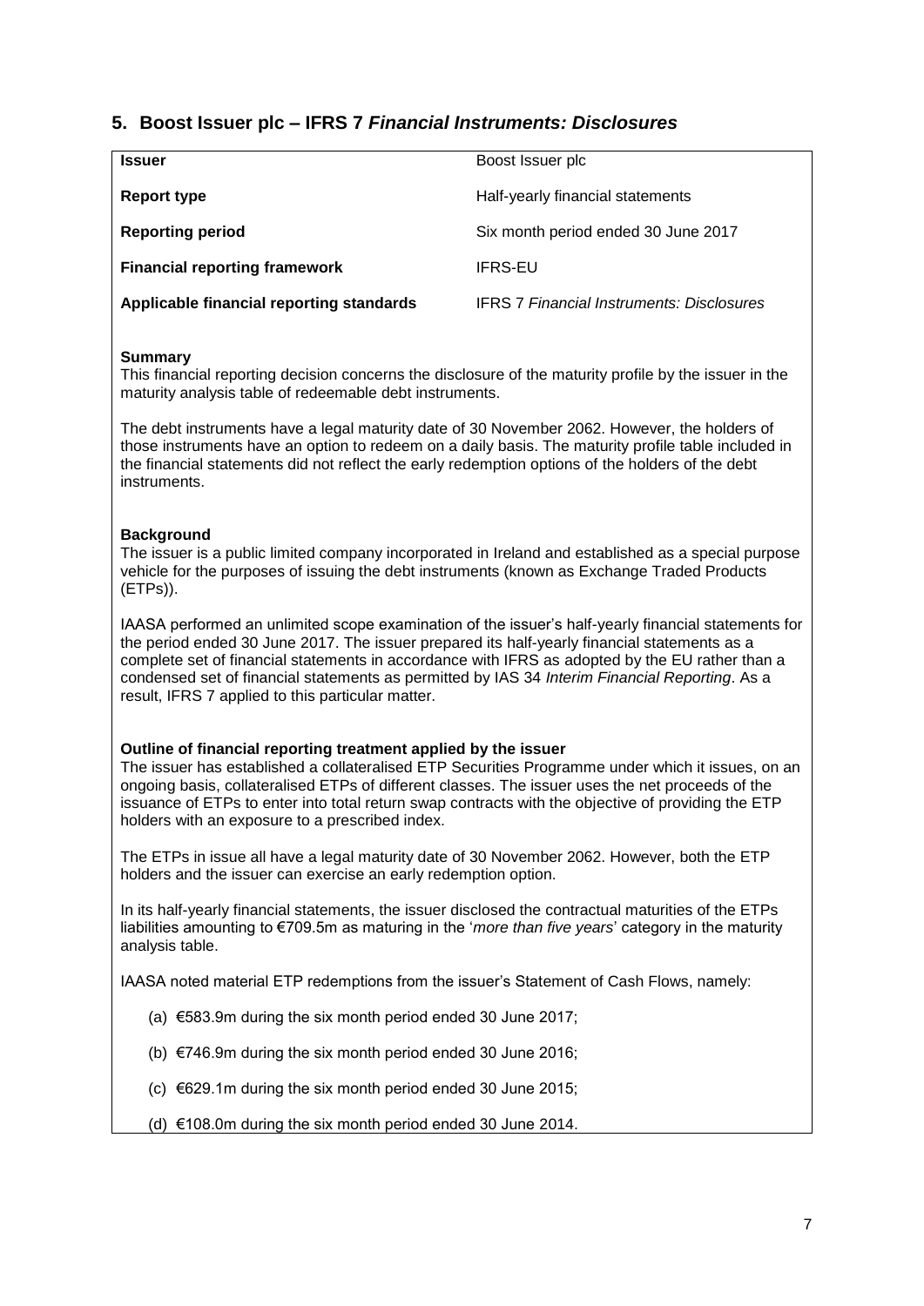## 5. Boost Issuer plc – IFRS 7 *Financial Instruments: Disclosures*

| | |
|---|---|
| **Issuer** | Boost Issuer plc |
| **Report type** | Half-yearly financial statements |
| **Reporting period** | Six month period ended 30 June 2017 |
| **Financial reporting framework** | IFRS-EU |
| **Applicable financial reporting standards** | IFRS 7 *Financial Instruments: Disclosures* |

**Summary**

This financial reporting decision concerns the disclosure of the maturity profile by the issuer in the maturity analysis table of redeemable debt instruments.

The debt instruments have a legal maturity date of 30 November 2062. However, the holders of those instruments have an option to redeem on a daily basis. The maturity profile table included in the financial statements did not reflect the early redemption options of the holders of the debt instruments.

**Background**

The issuer is a public limited company incorporated in Ireland and established as a special purpose vehicle for the purposes of issuing the debt instruments (known as Exchange Traded Products (ETPs)).

IAASA performed an unlimited scope examination of the issuer's half-yearly financial statements for the period ended 30 June 2017. The issuer prepared its half-yearly financial statements as a complete set of financial statements in accordance with IFRS as adopted by the EU rather than a condensed set of financial statements as permitted by IAS 34 *Interim Financial Reporting*. As a result, IFRS 7 applied to this particular matter.

**Outline of financial reporting treatment applied by the issuer**

The issuer has established a collateralised ETP Securities Programme under which it issues, on an ongoing basis, collateralised ETPs of different classes. The issuer uses the net proceeds of the issuance of ETPs to enter into total return swap contracts with the objective of providing the ETP holders with an exposure to a prescribed index.

The ETPs in issue all have a legal maturity date of 30 November 2062. However, both the ETP holders and the issuer can exercise an early redemption option.

In its half-yearly financial statements, the issuer disclosed the contractual maturities of the ETPs liabilities amounting to €709.5m as maturing in the '*more than five years*' category in the maturity analysis table.

IAASA noted material ETP redemptions from the issuer's Statement of Cash Flows, namely:

(a) €583.9m during the six month period ended 30 June 2017;

(b) €746.9m during the six month period ended 30 June 2016;

(c) €629.1m during the six month period ended 30 June 2015;

(d) €108.0m during the six month period ended 30 June 2014.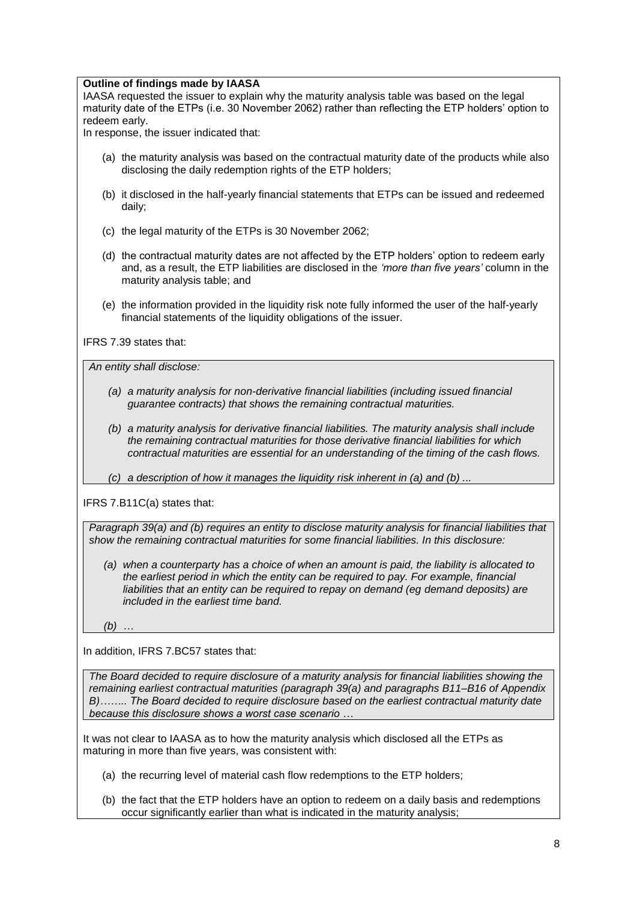**Outline of findings made by IAASA**

IAASA requested the issuer to explain why the maturity analysis table was based on the legal maturity date of the ETPs (i.e. 30 November 2062) rather than reflecting the ETP holders' option to redeem early.

In response, the issuer indicated that:

(a) the maturity analysis was based on the contractual maturity date of the products while also disclosing the daily redemption rights of the ETP holders;

(b) it disclosed in the half-yearly financial statements that ETPs can be issued and redeemed daily;

(c) the legal maturity of the ETPs is 30 November 2062;

(d) the contractual maturity dates are not affected by the ETP holders' option to redeem early and, as a result, the ETP liabilities are disclosed in the *'more than five years'* column in the maturity analysis table; and

(e) the information provided in the liquidity risk note fully informed the user of the half-yearly financial statements of the liquidity obligations of the issuer.

IFRS 7.39 states that:

> *An entity shall disclose:*
>
> *(a) a maturity analysis for non-derivative financial liabilities (including issued financial guarantee contracts) that shows the remaining contractual maturities.*
>
> *(b) a maturity analysis for derivative financial liabilities. The maturity analysis shall include the remaining contractual maturities for those derivative financial liabilities for which contractual maturities are essential for an understanding of the timing of the cash flows.*
>
> *(c) a description of how it manages the liquidity risk inherent in (a) and (b) ...*

IFRS 7.B11C(a) states that:

> *Paragraph 39(a) and (b) requires an entity to disclose maturity analysis for financial liabilities that show the remaining contractual maturities for some financial liabilities. In this disclosure:*
>
> *(a) when a counterparty has a choice of when an amount is paid, the liability is allocated to the earliest period in which the entity can be required to pay. For example, financial liabilities that an entity can be required to repay on demand (eg demand deposits) are included in the earliest time band.*
>
> *(b) …*

In addition, IFRS 7.BC57 states that:

> *The Board decided to require disclosure of a maturity analysis for financial liabilities showing the remaining earliest contractual maturities (paragraph 39(a) and paragraphs B11–B16 of Appendix B)…….. The Board decided to require disclosure based on the earliest contractual maturity date because this disclosure shows a worst case scenario …*

It was not clear to IAASA as to how the maturity analysis which disclosed all the ETPs as maturing in more than five years, was consistent with:

(a) the recurring level of material cash flow redemptions to the ETP holders;

(b) the fact that the ETP holders have an option to redeem on a daily basis and redemptions occur significantly earlier than what is indicated in the maturity analysis;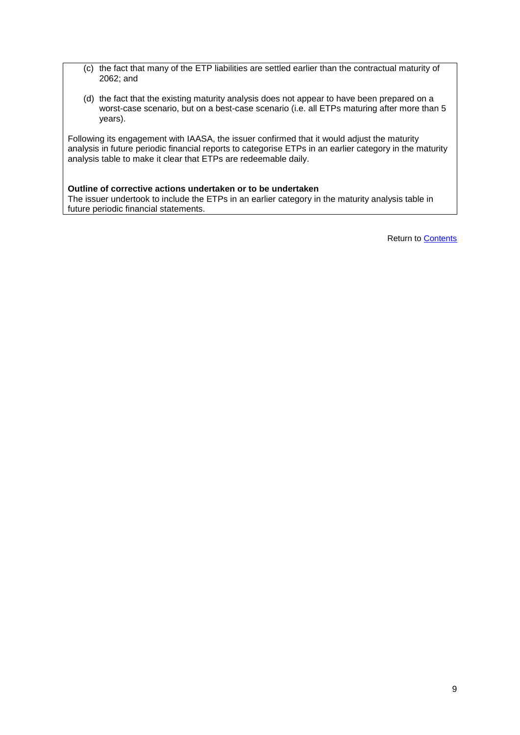(c) the fact that many of the ETP liabilities are settled earlier than the contractual maturity of 2062; and

(d) the fact that the existing maturity analysis does not appear to have been prepared on a worst-case scenario, but on a best-case scenario (i.e. all ETPs maturing after more than 5 years).

Following its engagement with IAASA, the issuer confirmed that it would adjust the maturity analysis in future periodic financial reports to categorise ETPs in an earlier category in the maturity analysis table to make it clear that ETPs are redeemable daily.

**Outline of corrective actions undertaken or to be undertaken**

The issuer undertook to include the ETPs in an earlier category in the maturity analysis table in future periodic financial statements.

Return to Contents